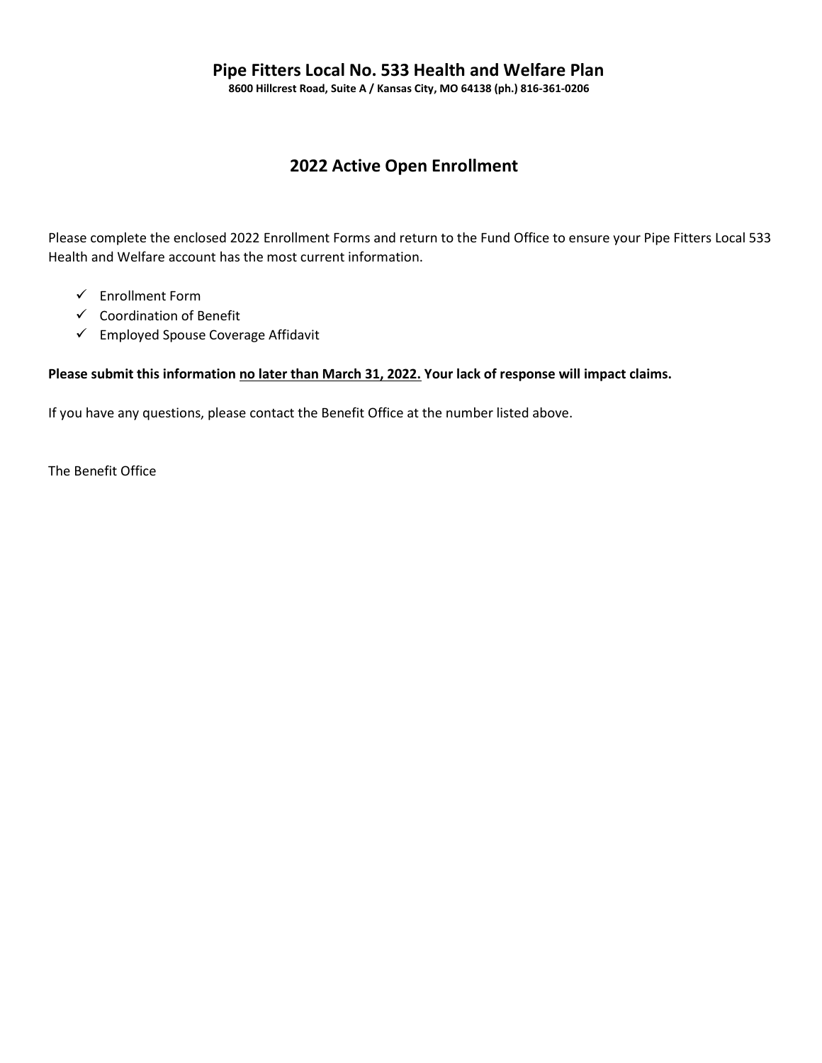# Pipe Fitters Local No. 533 Health and Welfare Plan

**8600 Hillcrest Road, Suite A / Kansas City, MO 64138 (ph.) 816-361-0206**

## 2022 Active Open Enrollment

Please complete the enclosed 2022 Enrollment Forms and return to the Fund Office to ensure your Pipe Fitters Local 533 Health and Welfare account has the most current information.

- ✓ Enrollment Form
- ✓ Coordination of Benefit
- ✓ Employed Spouse Coverage Affidavit

**Please submit this information <u>no later than March 31, 2022.</u> Your lack of response will impact claims.**

If you have any questions, please contact the Benefit Office at the number listed above.

The Benefit Office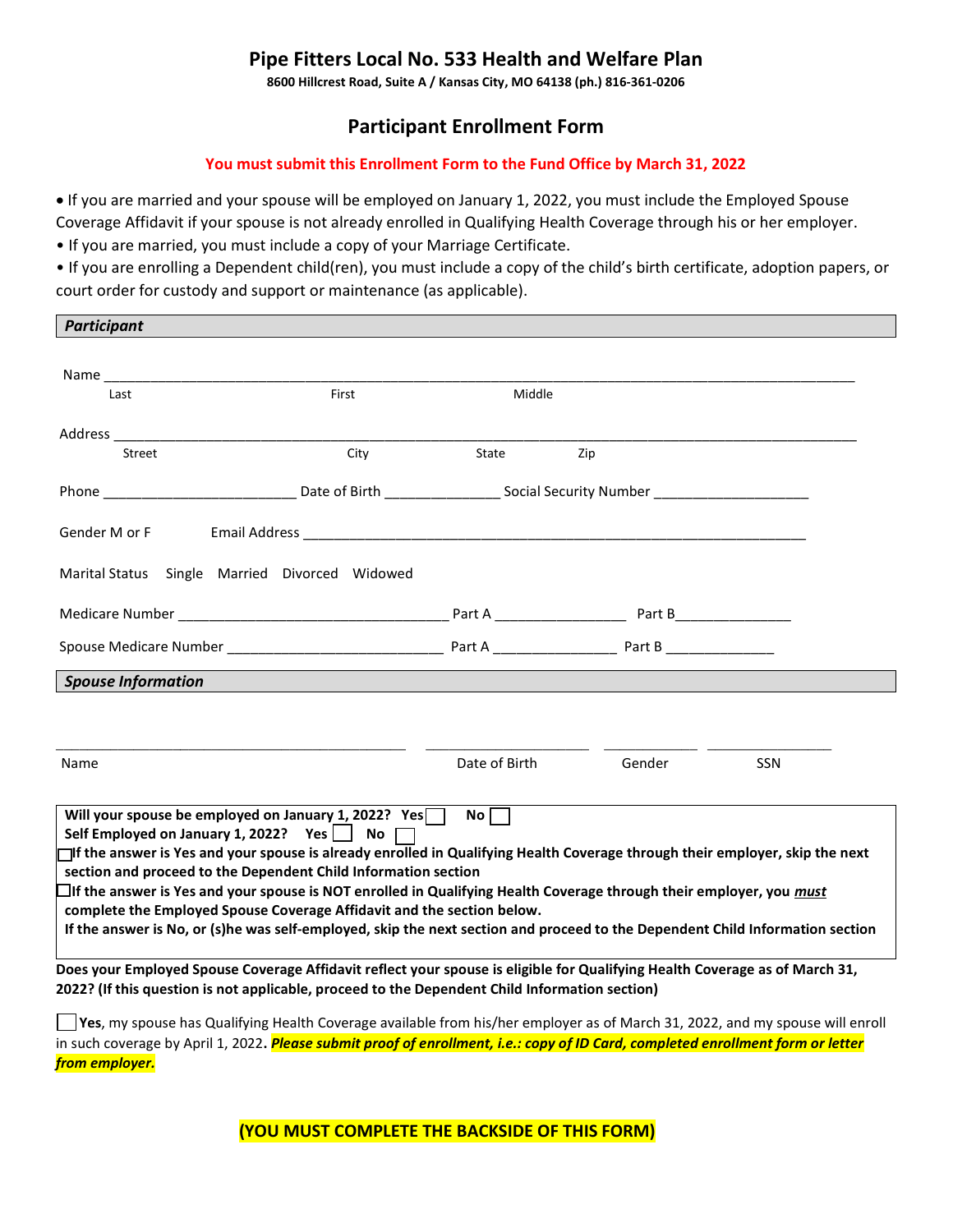# Pipe Fitters Local No. 533 Health and Welfare Plan

**8600 Hillcrest Road, Suite A / Kansas City, MO 64138 (ph.) 816-361-0206**

## Participant Enrollment Form

**You must submit this Enrollment Form to the Fund Office by March 31, 2022**

- If you are married and your spouse will be employed on January 1, 2022, you must include the Employed Spouse Coverage Affidavit if your spouse is not already enrolled in Qualifying Health Coverage through his or her employer.
- If you are married, you must include a copy of your Marriage Certificate.
- If you are enrolling a Dependent child(ren), you must include a copy of the child's birth certificate, adoption papers, or court order for custody and support or maintenance (as applicable).

### *Participant*

Name ______________________________________________________________
Last First Middle

Address ______________________________________________________________
Street City State Zip

Phone ________________________ Date of Birth _______________ Social Security Number ____________________

Gender M or F Email Address ______________________________________________________________

Marital Status Single Married Divorced Widowed

Medicare Number __________________________________ Part A ________________ Part B_______________

Spouse Medicare Number ___________________________ Part A _______________ Part B ______________

### *Spouse Information*

______________________________________________ ______________________ _____________ ________________

Name Date of Birth Gender SSN

**Will your spouse be employed on January 1, 2022? Yes ☐ No ☐**
**Self Employed on January 1, 2022? Yes ☐ No ☐**
☐**If the answer is Yes and your spouse is already enrolled in Qualifying Health Coverage through their employer, skip the next section and proceed to the Dependent Child Information section**
☐**If the answer is Yes and your spouse is NOT enrolled in Qualifying Health Coverage through their employer, you *must* complete the Employed Spouse Coverage Affidavit and the section below.**
**If the answer is No, or (s)he was self-employed, skip the next section and proceed to the Dependent Child Information section**

**Does your Employed Spouse Coverage Affidavit reflect your spouse is eligible for Qualifying Health Coverage as of March 31, 2022? (If this question is not applicable, proceed to the Dependent Child Information section)**

☐ **Yes**, my spouse has Qualifying Health Coverage available from his/her employer as of March 31, 2022, and my spouse will enroll in such coverage by April 1, 2022. ***Please submit proof of enrollment, i.e.: copy of ID Card, completed enrollment form or letter from employer.***

**(YOU MUST COMPLETE THE BACKSIDE OF THIS FORM)**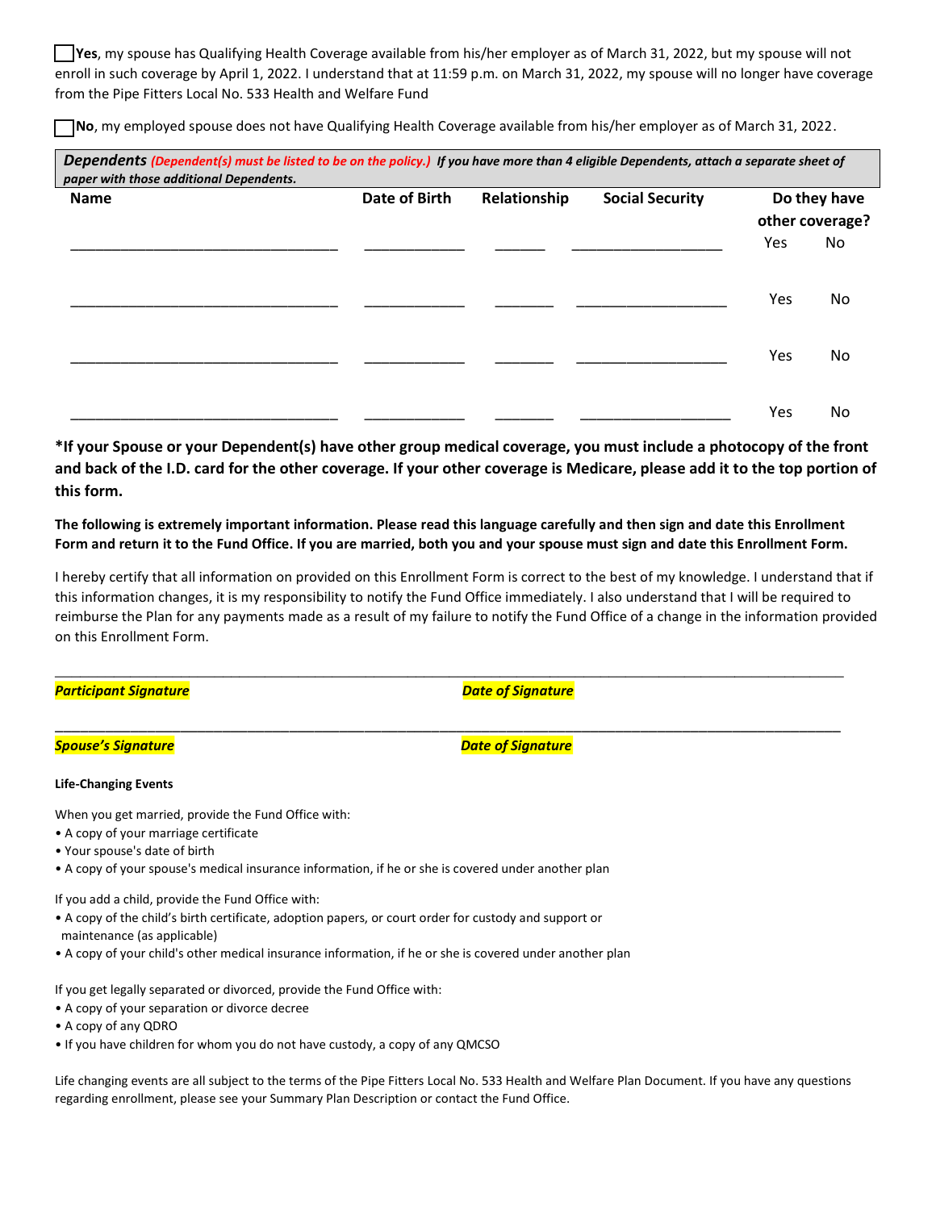☐ **Yes**, my spouse has Qualifying Health Coverage available from his/her employer as of March 31, 2022, but my spouse will not enroll in such coverage by April 1, 2022. I understand that at 11:59 p.m. on March 31, 2022, my spouse will no longer have coverage from the Pipe Fitters Local No. 533 Health and Welfare Fund

☐ **No**, my employed spouse does not have Qualifying Health Coverage available from his/her employer as of March 31, 2022.

***Dependents*** ***(Dependent(s) must be listed to be on the policy.)*** ***If you have more than 4 eligible Dependents, attach a separate sheet of paper with those additional Dependents.***

| Name | Date of Birth | Relationship | Social Security | Do they have other coverage? |
|---|---|---|---|---|
| ______________________ | __________ | ______ | ______________ | Yes No |
| ______________________ | __________ | ______ | ______________ | Yes No |
| ______________________ | __________ | ______ | ______________ | Yes No |
| ______________________ | __________ | ______ | ______________ | Yes No |

**\*If your Spouse or your Dependent(s) have other group medical coverage, you must include a photocopy of the front and back of the I.D. card for the other coverage. If your other coverage is Medicare, please add it to the top portion of this form.**

**The following is extremely important information. Please read this language carefully and then sign and date this Enrollment Form and return it to the Fund Office. If you are married, both you and your spouse must sign and date this Enrollment Form.**

I hereby certify that all information on provided on this Enrollment Form is correct to the best of my knowledge. I understand that if this information changes, it is my responsibility to notify the Fund Office immediately. I also understand that I will be required to reimburse the Plan for any payments made as a result of my failure to notify the Fund Office of a change in the information provided on this Enrollment Form.

______________________________________________________________________

***Participant Signature*** ***Date of Signature***

______________________________________________________________________

***Spouse's Signature*** ***Date of Signature***

**Life-Changing Events**

When you get married, provide the Fund Office with:
- A copy of your marriage certificate
- Your spouse's date of birth
- A copy of your spouse's medical insurance information, if he or she is covered under another plan

If you add a child, provide the Fund Office with:
- A copy of the child's birth certificate, adoption papers, or court order for custody and support or maintenance (as applicable)
- A copy of your child's other medical insurance information, if he or she is covered under another plan

If you get legally separated or divorced, provide the Fund Office with:
- A copy of your separation or divorce decree
- A copy of any QDRO
- If you have children for whom you do not have custody, a copy of any QMCSO

Life changing events are all subject to the terms of the Pipe Fitters Local No. 533 Health and Welfare Plan Document. If you have any questions regarding enrollment, please see your Summary Plan Description or contact the Fund Office.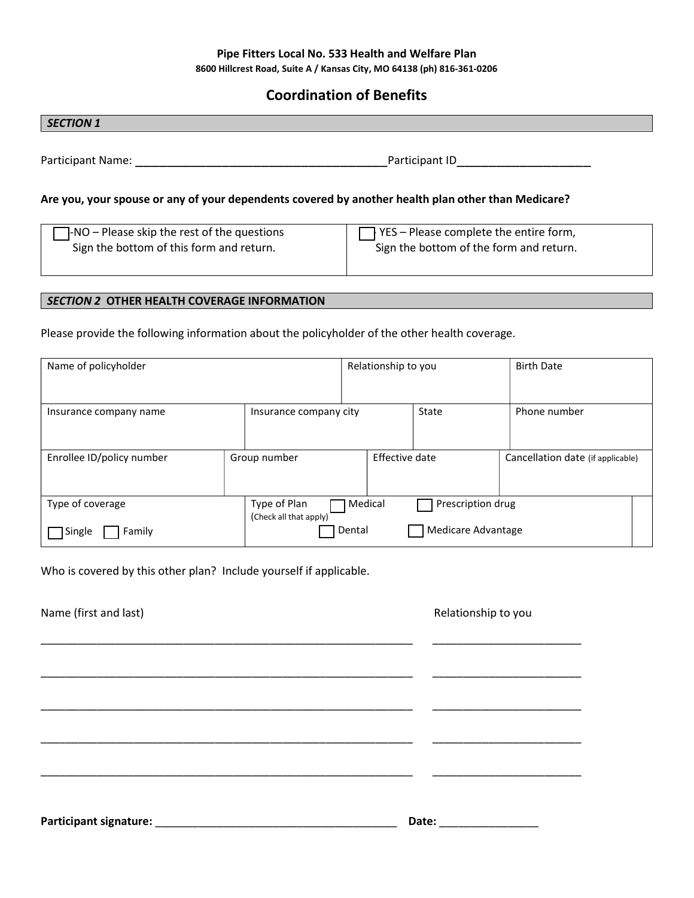**Pipe Fitters Local No. 533 Health and Welfare Plan**
**8600 Hillcrest Road, Suite A / Kansas City, MO 64138 (ph) 816-361-0206**

# Coordination of Benefits

## *SECTION 1*

Participant Name: ________________________________________Participant ID_____________________

**Are you, your spouse or any of your dependents covered by another health plan other than Medicare?**

| | |
|---|---|
| ☐ -NO – Please skip the rest of the questions Sign the bottom of this form and return. | ☐ YES – Please complete the entire form, Sign the bottom of the form and return. |

## *SECTION 2* OTHER HEALTH COVERAGE INFORMATION

Please provide the following information about the policyholder of the other health coverage.

| Name of policyholder | | Relationship to you | Birth Date |
|---|---|---|---|
| Insurance company name | Insurance company city | State | Phone number |
| Enrollee ID/policy number | Group number | Effective date | Cancellation date (if applicable) |
| Type of coverage<br>☐ Single ☐ Family | Type of Plan (Check all that apply)<br>☐ Medical ☐ Prescription drug<br>☐ Dental ☐ Medicare Advantage | | |

Who is covered by this other plan? Include yourself if applicable.

| Name (first and last) | Relationship to you |
|---|---|
| ______________________________________________________________ | ________________________ |
| ______________________________________________________________ | ________________________ |
| ______________________________________________________________ | ________________________ |
| ______________________________________________________________ | ________________________ |
| ______________________________________________________________ | ________________________ |

**Participant signature:** ________________________________________ **Date:** ________________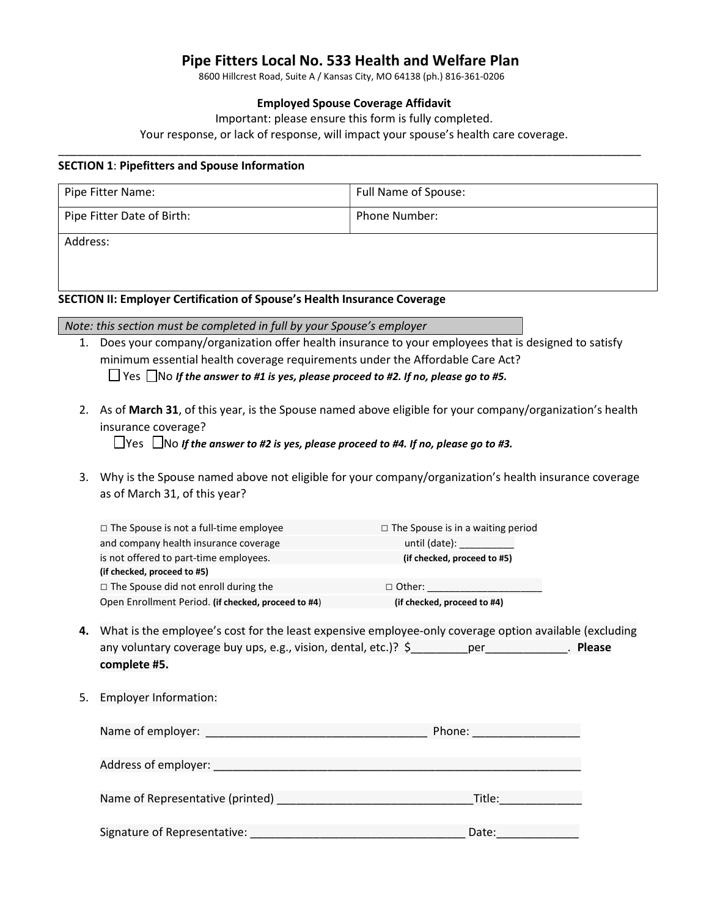# Pipe Fitters Local No. 533 Health and Welfare Plan

8600 Hillcrest Road, Suite A / Kansas City, MO 64138 (ph.) 816-361-0206

**Employed Spouse Coverage Affidavit**

Important: please ensure this form is fully completed.

Your response, or lack of response, will impact your spouse's health care coverage.

---

**SECTION 1**: **Pipefitters and Spouse Information**

| | |
|---|---|
| Pipe Fitter Name: | Full Name of Spouse: |
| Pipe Fitter Date of Birth: | Phone Number: |
| Address: | |

**SECTION II: Employer Certification of Spouse's Health Insurance Coverage**

*Note: this section must be completed in full by your Spouse's employer*

1. Does your company/organization offer health insurance to your employees that is designed to satisfy minimum essential health coverage requirements under the Affordable Care Act?
   ☐ Yes ☐ No ***If the answer to #1 is yes, please proceed to #2. If no, please go to #5.***

2. As of **March 31**, of this year, is the Spouse named above eligible for your company/organization's health insurance coverage?
   ☐ Yes ☐ No ***If the answer to #2 is yes, please proceed to #4. If no, please go to #3.***

3. Why is the Spouse named above not eligible for your company/organization's health insurance coverage as of March 31, of this year?

   ☐ The Spouse is not a full-time employee and company health insurance coverage is not offered to part-time employees. **(if checked, proceed to #5)**

   ☐ The Spouse is in a waiting period until (date): __________ **(if checked, proceed to #5)**

   ☐ The Spouse did not enroll during the Open Enrollment Period. **(if checked, proceed to #4)**

   ☐ Other: ____________________ **(if checked, proceed to #4)**

4. What is the employee's cost for the least expensive employee-only coverage option available (excluding any voluntary coverage buy ups, e.g., vision, dental, etc.)? $_________per_____________. **Please complete #5.**

5. Employer Information:

   Name of employer: ___________________________________ Phone: ________________

   Address of employer: ___________________________________________________________

   Name of Representative (printed) ______________________________Title:____________

   Signature of Representative: _________________________________ Date:____________